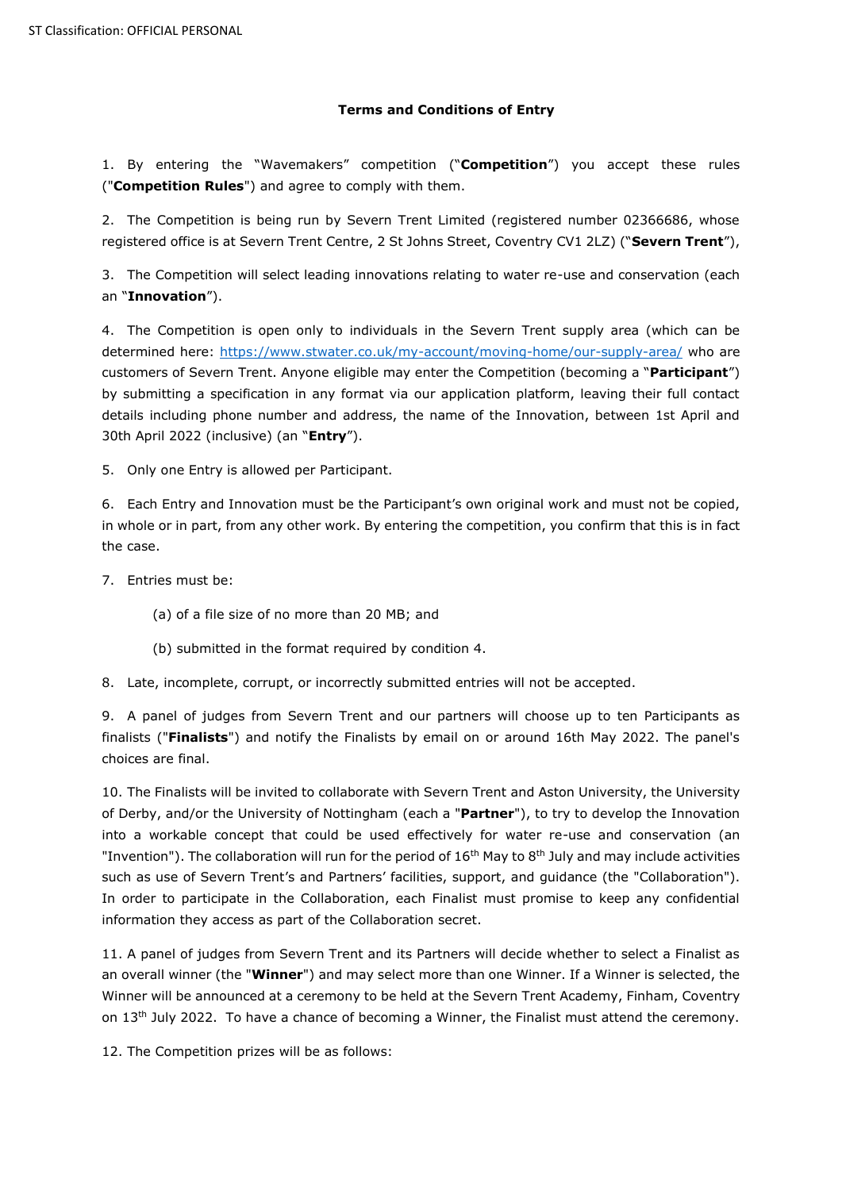**Terms and Conditions of Entry**

1. By entering the "Wavemakers" competition ("**Competition**") you accept these rules ("**Competition Rules**") and agree to comply with them.

2. The Competition is being run by Severn Trent Limited (registered number 02366686, whose registered office is at Severn Trent Centre, 2 St Johns Street, Coventry CV1 2LZ) ("**Severn Trent**"),

3. The Competition will select leading innovations relating to water re-use and conservation (each an "**Innovation**").

4. The Competition is open only to individuals in the Severn Trent supply area (which can be determined here: https://www.stwater.co.uk/my-account/moving-home/our-supply-area/ who are customers of Severn Trent. Anyone eligible may enter the Competition (becoming a "**Participant**") by submitting a specification in any format via our application platform, leaving their full contact details including phone number and address, the name of the Innovation, between 1st April and 30th April 2022 (inclusive) (an "**Entry**").

5. Only one Entry is allowed per Participant.

6. Each Entry and Innovation must be the Participant's own original work and must not be copied, in whole or in part, from any other work. By entering the competition, you confirm that this is in fact the case.

7. Entries must be:

   (a) of a file size of no more than 20 MB; and

   (b) submitted in the format required by condition 4.

8. Late, incomplete, corrupt, or incorrectly submitted entries will not be accepted.

9. A panel of judges from Severn Trent and our partners will choose up to ten Participants as finalists ("**Finalists**") and notify the Finalists by email on or around 16th May 2022. The panel's choices are final.

10. The Finalists will be invited to collaborate with Severn Trent and Aston University, the University of Derby, and/or the University of Nottingham (each a "**Partner**"), to try to develop the Innovation into a workable concept that could be used effectively for water re-use and conservation (an "Invention"). The collaboration will run for the period of 16th May to 8th July and may include activities such as use of Severn Trent's and Partners' facilities, support, and guidance (the "Collaboration"). In order to participate in the Collaboration, each Finalist must promise to keep any confidential information they access as part of the Collaboration secret.

11. A panel of judges from Severn Trent and its Partners will decide whether to select a Finalist as an overall winner (the "**Winner**") and may select more than one Winner. If a Winner is selected, the Winner will be announced at a ceremony to be held at the Severn Trent Academy, Finham, Coventry on 13th July 2022. To have a chance of becoming a Winner, the Finalist must attend the ceremony.

12. The Competition prizes will be as follows: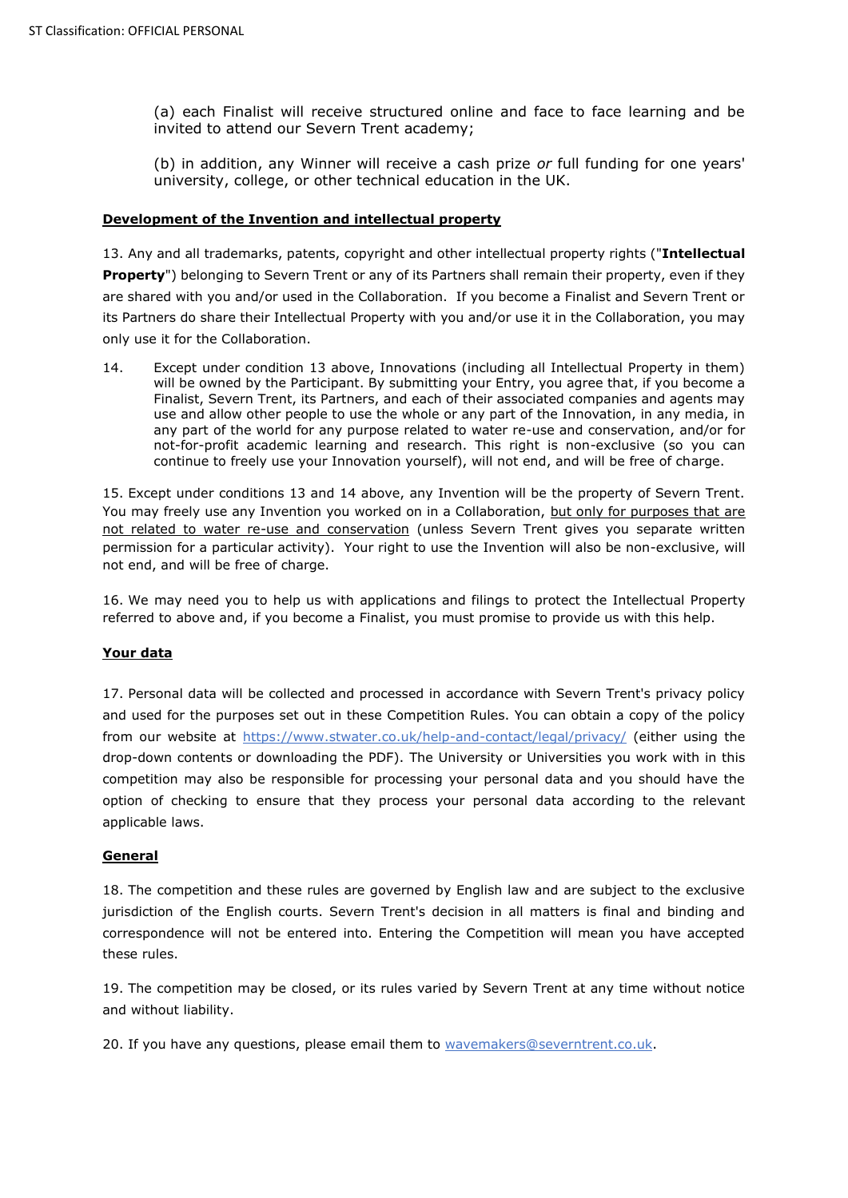(a) each Finalist will receive structured online and face to face learning and be invited to attend our Severn Trent academy;

(b) in addition, any Winner will receive a cash prize *or* full funding for one years' university, college, or other technical education in the UK.

## Development of the Invention and intellectual property

13. Any and all trademarks, patents, copyright and other intellectual property rights ("**Intellectual Property**") belonging to Severn Trent or any of its Partners shall remain their property, even if they are shared with you and/or used in the Collaboration. If you become a Finalist and Severn Trent or its Partners do share their Intellectual Property with you and/or use it in the Collaboration, you may only use it for the Collaboration.

14. Except under condition 13 above, Innovations (including all Intellectual Property in them) will be owned by the Participant. By submitting your Entry, you agree that, if you become a Finalist, Severn Trent, its Partners, and each of their associated companies and agents may use and allow other people to use the whole or any part of the Innovation, in any media, in any part of the world for any purpose related to water re-use and conservation, and/or for not-for-profit academic learning and research. This right is non-exclusive (so you can continue to freely use your Innovation yourself), will not end, and will be free of charge.

15. Except under conditions 13 and 14 above, any Invention will be the property of Severn Trent. You may freely use any Invention you worked on in a Collaboration, <u>but only for purposes that are not related to water re-use and conservation</u> (unless Severn Trent gives you separate written permission for a particular activity). Your right to use the Invention will also be non-exclusive, will not end, and will be free of charge.

16. We may need you to help us with applications and filings to protect the Intellectual Property referred to above and, if you become a Finalist, you must promise to provide us with this help.

## Your data

17. Personal data will be collected and processed in accordance with Severn Trent's privacy policy and used for the purposes set out in these Competition Rules. You can obtain a copy of the policy from our website at https://www.stwater.co.uk/help-and-contact/legal/privacy/ (either using the drop-down contents or downloading the PDF). The University or Universities you work with in this competition may also be responsible for processing your personal data and you should have the option of checking to ensure that they process your personal data according to the relevant applicable laws.

## General

18. The competition and these rules are governed by English law and are subject to the exclusive jurisdiction of the English courts. Severn Trent's decision in all matters is final and binding and correspondence will not be entered into. Entering the Competition will mean you have accepted these rules.

19. The competition may be closed, or its rules varied by Severn Trent at any time without notice and without liability.

20. If you have any questions, please email them to wavemakers@severntrent.co.uk.